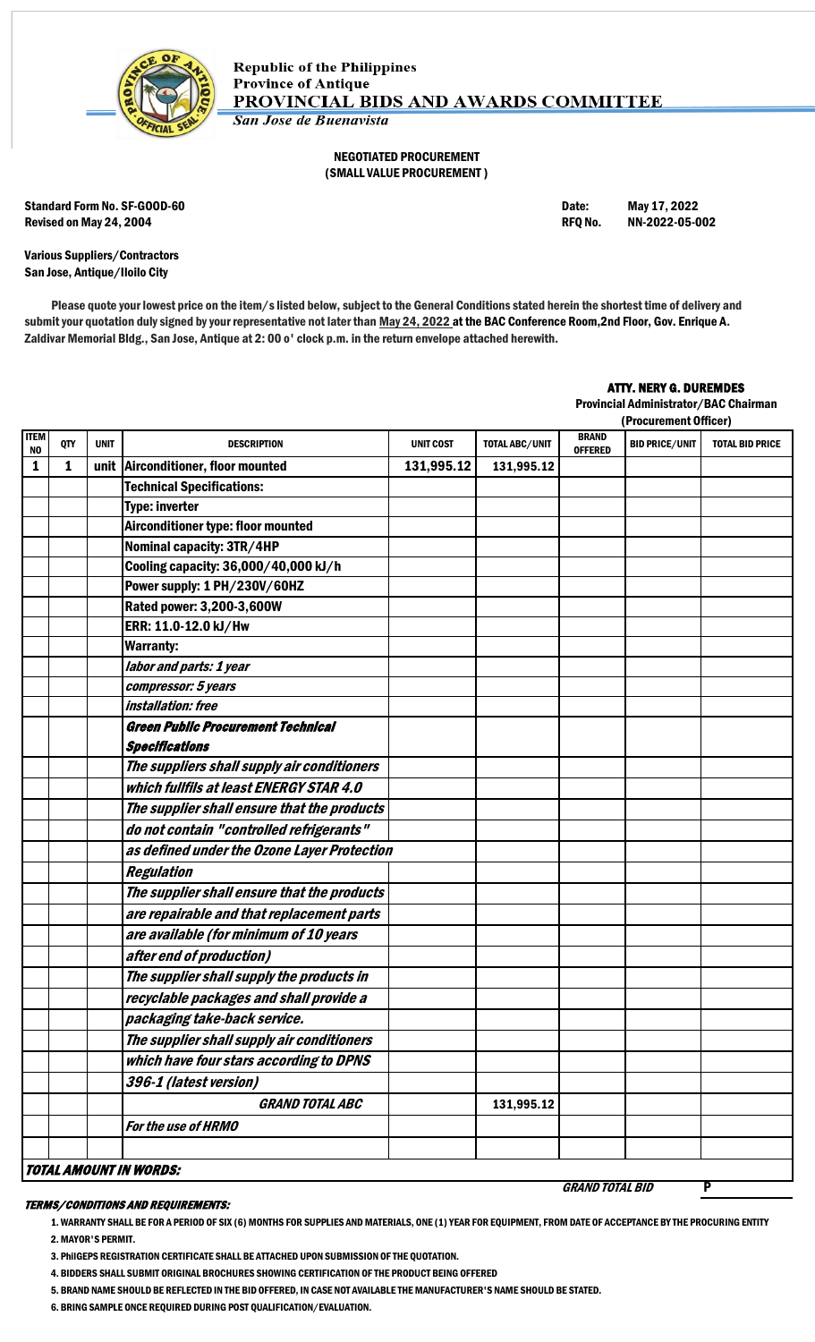Republic of the Philippines
Province of Antique
**PROVINCIAL BIDS AND AWARDS COMMITTEE**
*San Jose de Buenavista*

**NEGOTIATED PROCUREMENT**
**( SMALL VALUE PROCUREMENT )**

**Standard Form No. SF-GOOD-60** — **Date:** May 17, 2022
**Revised on May 24, 2004** — **RFQ No.** NN-2022-05-002

**Various Suppliers/Contractors**
**San Jose, Antique/Iloilo City**

Please quote your lowest price on the item/s listed below, subject to the General Conditions stated herein the shortest time of delivery and submit your quotation duly signed by your representative not later than May 24, 2022 at the BAC Conference Room,2nd Floor, Gov. Enrique A. Zaldivar Memorial Bldg., San Jose, Antique at 2: 00 o' clock p.m. in the return envelope attached herewith.

**ATTY. NERY G. DUREMDES**
**Provincial Administrator/BAC Chairman**
**(Procurement Officer)**

| ITEM NO | QTY | UNIT | DESCRIPTION | UNIT COST | TOTAL ABC/UNIT | BRAND OFFERED | BID PRICE/UNIT | TOTAL BID PRICE |
|---|---|---|---|---|---|---|---|---|
| 1 | 1 | unit | Airconditioner, floor mounted | 131,995.12 | 131,995.12 | | | |
| | | | Technical Specifications: | | | | | |
| | | | Type: inverter | | | | | |
| | | | Airconditioner type: floor mounted | | | | | |
| | | | Nominal capacity: 3TR/4HP | | | | | |
| | | | Cooling capacity: 36,000/40,000 kJ/h | | | | | |
| | | | Power supply: 1 PH/230V/60HZ | | | | | |
| | | | Rated power: 3,200-3,600W | | | | | |
| | | | ERR: 11.0-12.0 kJ/Hw | | | | | |
| | | | Warranty: | | | | | |
| | | | *labor and parts: 1 year* | | | | | |
| | | | *compressor: 5 years* | | | | | |
| | | | *installation: free* | | | | | |
| | | | ***Green Public Procurement Technical Specifications*** | | | | | |
| | | | *The suppliers shall supply air conditioners which fullfils at least ENERGY STAR 4.0* | | | | | |
| | | | *The supplier shall ensure that the products do not contain "controlled refrigerants" as defined under the Ozone Layer Protection Regulation* | | | | | |
| | | | *The supplier shall ensure that the products are repairable and that replacement parts are available (for minimum of 10 years after end of production)* | | | | | |
| | | | *The supplier shall supply the products in recyclable packages and shall provide a packaging take-back service.* | | | | | |
| | | | *The supplier shall supply air conditioners which have four stars according to DPNS 396-1 (latest version)* | | | | | |
| | | | ***GRAND TOTAL ABC*** | | 131,995.12 | | | |
| | | | *For the use of HRMO* | | | | | |

***TOTAL AMOUNT IN WORDS:***

***GRAND TOTAL BID*** **P**

***TERMS/CONDITIONS AND REQUIREMENTS:***

1. WARRANTY SHALL BE FOR A PERIOD OF SIX (6) MONTHS FOR SUPPLIES AND MATERIALS, ONE (1) YEAR FOR EQUIPMENT, FROM DATE OF ACCEPTANCE BY THE PROCURING ENTITY
2. MAYOR'S PERMIT.
3. PhilGEPS REGISTRATION CERTIFICATE SHALL BE ATTACHED UPON SUBMISSION OF THE QUOTATION.
4. BIDDERS SHALL SUBMIT ORIGINAL BROCHURES SHOWING CERTIFICATION OF THE PRODUCT BEING OFFERED
5. BRAND NAME SHOULD BE REFLECTED IN THE BID OFFERED, IN CASE NOT AVAILABLE THE MANUFACTURER'S NAME SHOULD BE STATED.
6. BRING SAMPLE ONCE REQUIRED DURING POST QUALIFICATION/EVALUATION.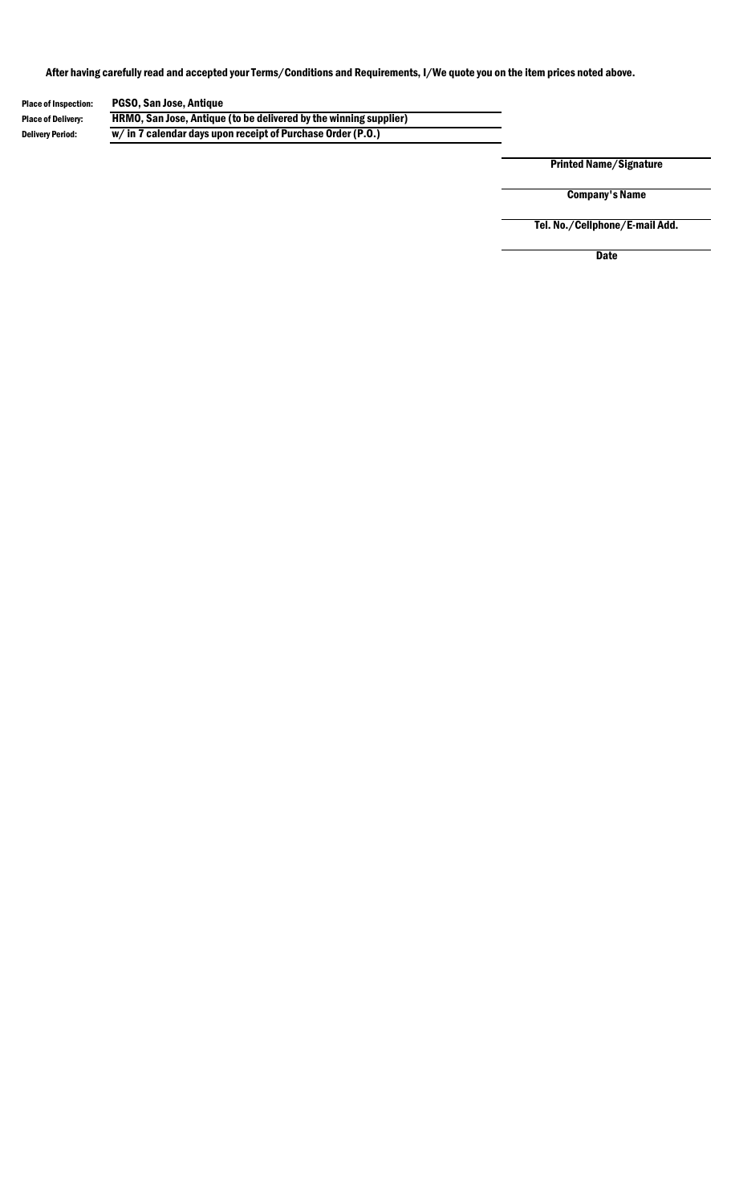**After having carefully read and accepted your Terms/Conditions and Requirements, I/We quote you on the item prices noted above.**

| | |
|---|---|
| **Place of Inspection:** | **PGSO, San Jose, Antique** |
| **Place of Delivery:** | **HRMO, San Jose, Antique (to be delivered by the winning supplier)** |
| **Delivery Period:** | **w/ in 7 calendar days upon receipt of Purchase Order (P.O.)** |

**Printed Name/Signature**

**Company's Name**

**Tel. No./Cellphone/E-mail Add.**

**Date**